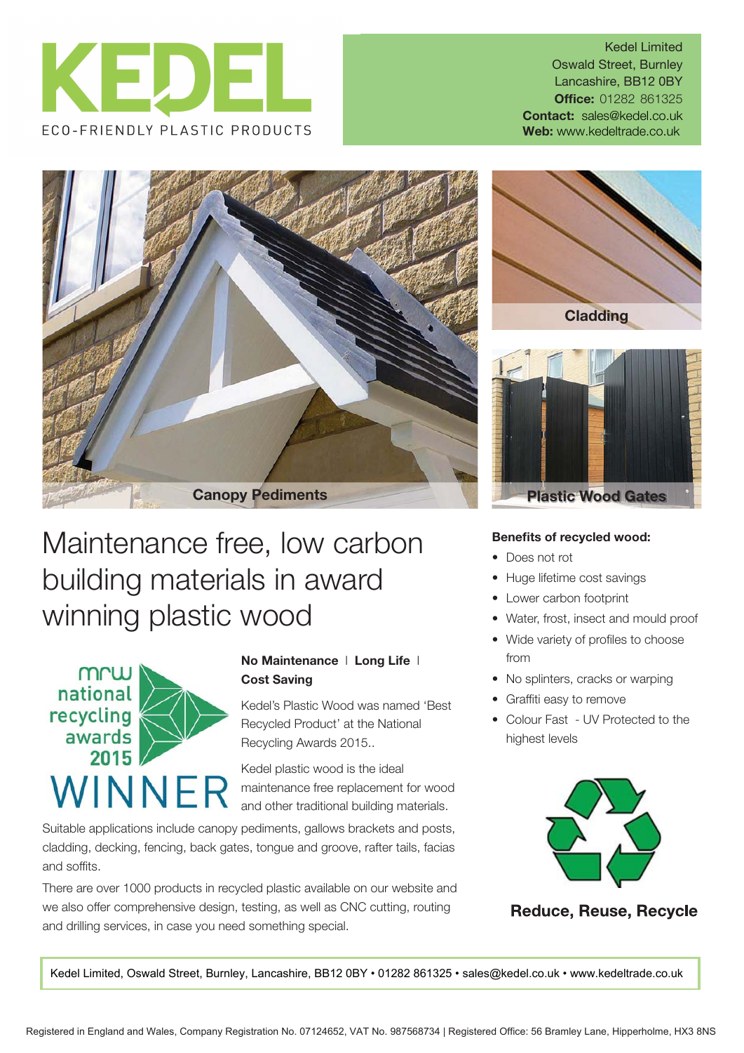# KEDEL

ECO-FRIENDLY PLASTIC PRODUCTS

Kedel Limited
Oswald Street, Burnley
Lancashire, BB12 0BY
**Office:** 01282 861325
**Contact:** sales@kedel.co.uk
**Web:** www.kedeltrade.co.uk

Canopy Pediments

Cladding

Plastic Wood Gates

# Maintenance free, low carbon building materials in award winning plastic wood

mrw national recycling awards 2015 WINNER

**No Maintenance | Long Life | Cost Saving**

Kedel's Plastic Wood was named 'Best Recycled Product' at the National Recycling Awards 2015..

Kedel plastic wood is the ideal maintenance free replacement for wood and other traditional building materials.

Suitable applications include canopy pediments, gallows brackets and posts, cladding, decking, fencing, back gates, tongue and groove, rafter tails, facias and soffits.

There are over 1000 products in recycled plastic available on our website and we also offer comprehensive design, testing, as well as CNC cutting, routing and drilling services, in case you need something special.

**Benefits of recycled wood:**

- Does not rot
- Huge lifetime cost savings
- Lower carbon footprint
- Water, frost, insect and mould proof
- Wide variety of profiles to choose from
- No splinters, cracks or warping
- Graffiti easy to remove
- Colour Fast - UV Protected to the highest levels

**Reduce, Reuse, Recycle**

Kedel Limited, Oswald Street, Burnley, Lancashire, BB12 0BY • 01282 861325 • sales@kedel.co.uk • www.kedeltrade.co.uk

Registered in England and Wales, Company Registration No. 07124652, VAT No. 987568734 | Registered Office: 56 Bramley Lane, Hipperholme, HX3 8NS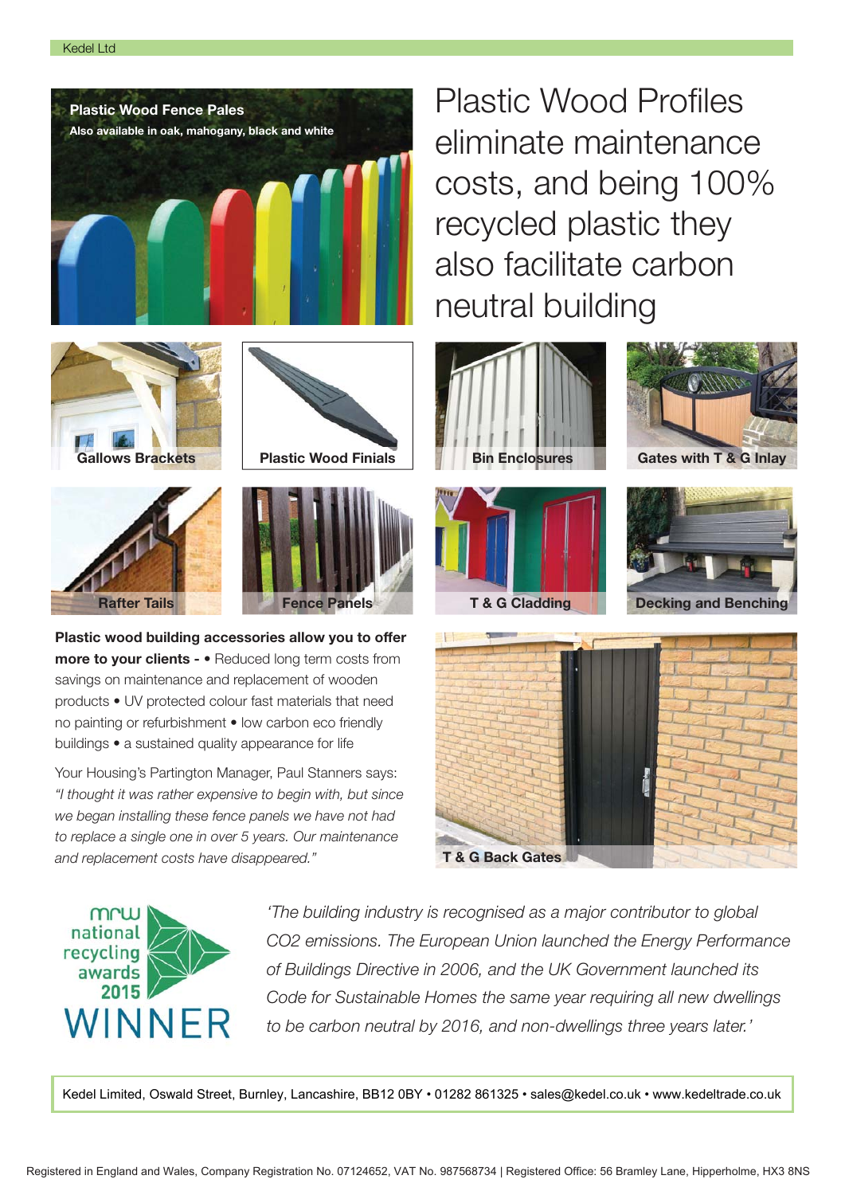Plastic Wood Fence Pales

Also available in oak, mahogany, black and white

# Plastic Wood Profiles eliminate maintenance costs, and being 100% recycled plastic they also facilitate carbon neutral building

Gallows Brackets

Plastic Wood Finials

Bin Enclosures

Gates with T & G Inlay

Rafter Tails

Fence Panels

T & G Cladding

Decking and Benching

**Plastic wood building accessories allow you to offer more to your clients -** • Reduced long term costs from savings on maintenance and replacement of wooden products • UV protected colour fast materials that need no painting or refurbishment • low carbon eco friendly buildings • a sustained quality appearance for life

Your Housing's Partington Manager, Paul Stanners says: *"I thought it was rather expensive to begin with, but since we began installing these fence panels we have not had to replace a single one in over 5 years. Our maintenance and replacement costs have disappeared."*

T & G Back Gates

mrw national recycling awards 2015 WINNER

*'The building industry is recognised as a major contributor to global CO2 emissions. The European Union launched the Energy Performance of Buildings Directive in 2006, and the UK Government launched its Code for Sustainable Homes the same year requiring all new dwellings to be carbon neutral by 2016, and non-dwellings three years later.'*

Kedel Limited, Oswald Street, Burnley, Lancashire, BB12 0BY • 01282 861325 • sales@kedel.co.uk • www.kedeltrade.co.uk

Registered in England and Wales, Company Registration No. 07124652, VAT No. 987568734 | Registered Office: 56 Bramley Lane, Hipperholme, HX3 8NS